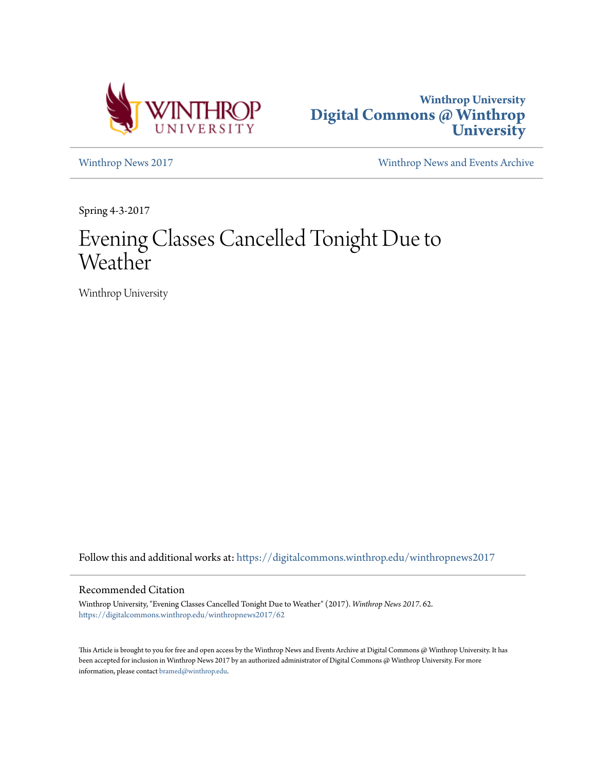Winthrop University
Digital Commons @ Winthrop University

Winthrop News 2017

Winthrop News and Events Archive

Spring 4-3-2017

# Evening Classes Cancelled Tonight Due to Weather

Winthrop University

Follow this and additional works at: https://digitalcommons.winthrop.edu/winthropnews2017

## Recommended Citation

Winthrop University, "Evening Classes Cancelled Tonight Due to Weather" (2017). *Winthrop News 2017*. 62.
https://digitalcommons.winthrop.edu/winthropnews2017/62

This Article is brought to you for free and open access by the Winthrop News and Events Archive at Digital Commons @ Winthrop University. It has been accepted for inclusion in Winthrop News 2017 by an authorized administrator of Digital Commons @ Winthrop University. For more information, please contact bramed@winthrop.edu.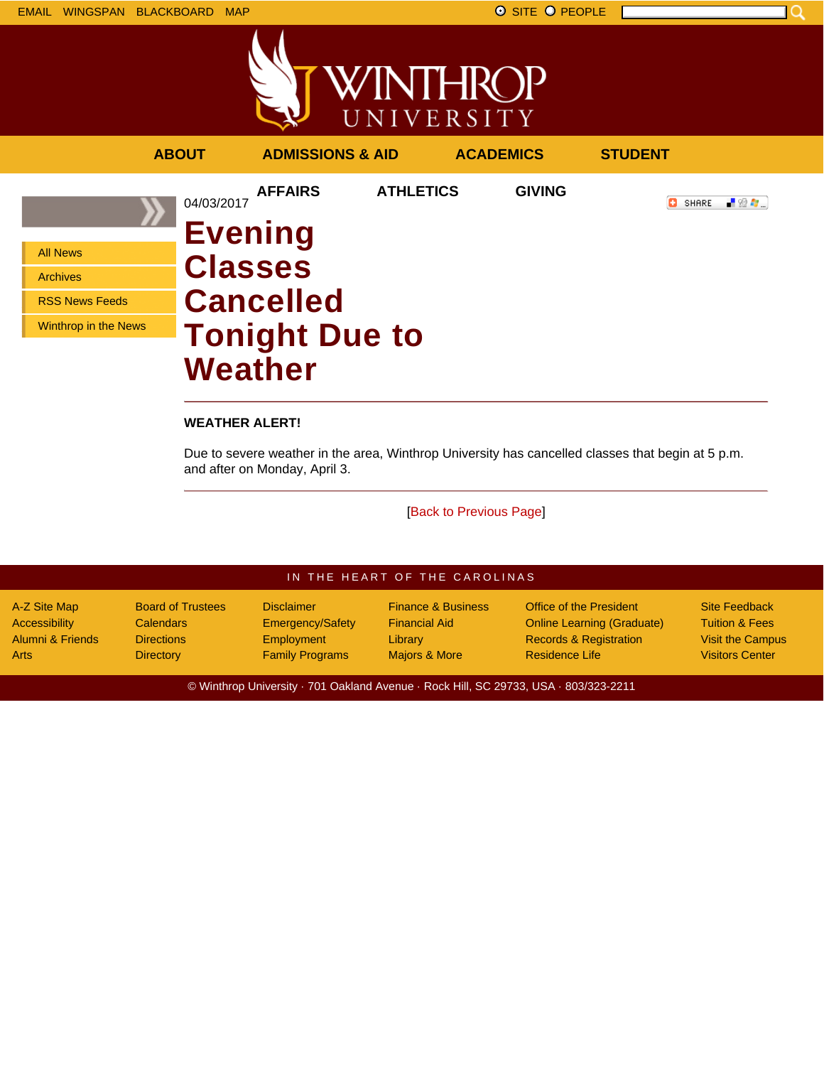EMAIL WINGSPAN BLACKBOARD MAP

SITE PEOPLE

WINTHROP UNIVERSITY

ABOUT ADMISSIONS & AID ACADEMICS STUDENT AFFAIRS ATHLETICS GIVING

- All News
- Archives
- RSS News Feeds
- Winthrop in the News

04/03/2017

SHARE

# Evening Classes Cancelled Tonight Due to Weather

---

**WEATHER ALERT!**

Due to severe weather in the area, Winthrop University has cancelled classes that begin at 5 p.m. and after on Monday, April 3.

---

[Back to Previous Page]

IN THE HEART OF THE CAROLINAS

A-Z Site Map
Accessibility
Alumni & Friends
Arts
Board of Trustees
Calendars
Directions
Directory
Disclaimer
Emergency/Safety
Employment
Family Programs
Finance & Business
Financial Aid
Library
Majors & More
Office of the President
Online Learning (Graduate)
Records & Registration
Residence Life
Site Feedback
Tuition & Fees
Visit the Campus
Visitors Center

© Winthrop University · 701 Oakland Avenue · Rock Hill, SC 29733, USA · 803/323-2211